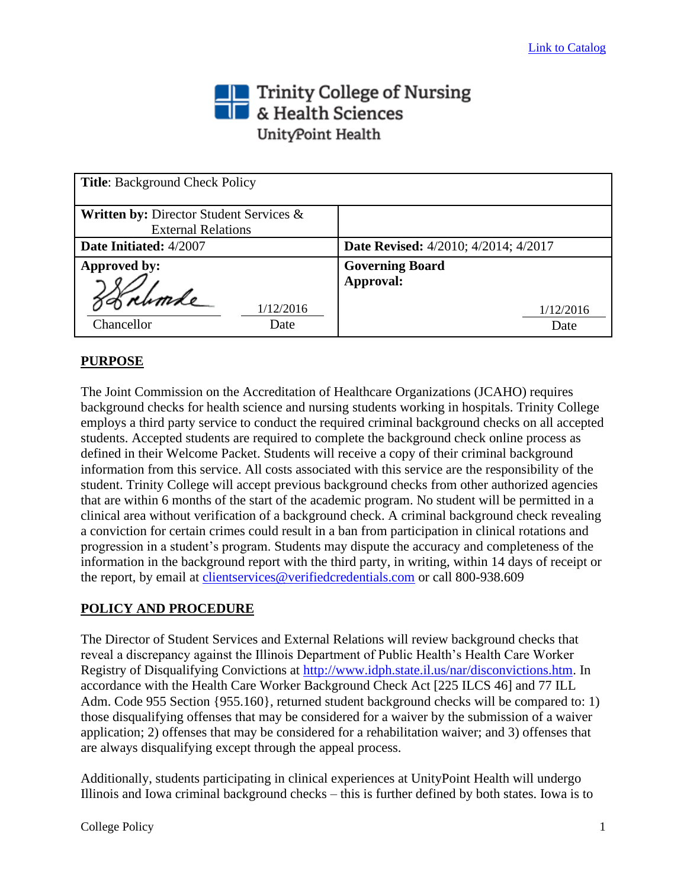Link to Catalog

# Trinity College of Nursing & Health Sciences
UnityPoint Health

| **Title**: Background Check Policy | |
|---|---|
| **Written by:** Director Student Services & External Relations | |
| **Date Initiated:** 4/2007 | **Date Revised:** 4/2010; 4/2014; 4/2017 |
| **Approved by:** Chancellor — Date: 1/12/2016 | **Governing Board Approval:** Date: 1/12/2016 |

## PURPOSE

The Joint Commission on the Accreditation of Healthcare Organizations (JCAHO) requires background checks for health science and nursing students working in hospitals. Trinity College employs a third party service to conduct the required criminal background checks on all accepted students. Accepted students are required to complete the background check online process as defined in their Welcome Packet. Students will receive a copy of their criminal background information from this service. All costs associated with this service are the responsibility of the student. Trinity College will accept previous background checks from other authorized agencies that are within 6 months of the start of the academic program. No student will be permitted in a clinical area without verification of a background check. A criminal background check revealing a conviction for certain crimes could result in a ban from participation in clinical rotations and progression in a student's program. Students may dispute the accuracy and completeness of the information in the background report with the third party, in writing, within 14 days of receipt or the report, by email at clientservices@verifiedcredentials.com or call 800-938.609

## POLICY AND PROCEDURE

The Director of Student Services and External Relations will review background checks that reveal a discrepancy against the Illinois Department of Public Health's Health Care Worker Registry of Disqualifying Convictions at http://www.idph.state.il.us/nar/disconvictions.htm. In accordance with the Health Care Worker Background Check Act [225 ILCS 46] and 77 ILL Adm. Code 955 Section {955.160}, returned student background checks will be compared to: 1) those disqualifying offenses that may be considered for a waiver by the submission of a waiver application; 2) offenses that may be considered for a rehabilitation waiver; and 3) offenses that are always disqualifying except through the appeal process.

Additionally, students participating in clinical experiences at UnityPoint Health will undergo Illinois and Iowa criminal background checks – this is further defined by both states. Iowa is to

College Policy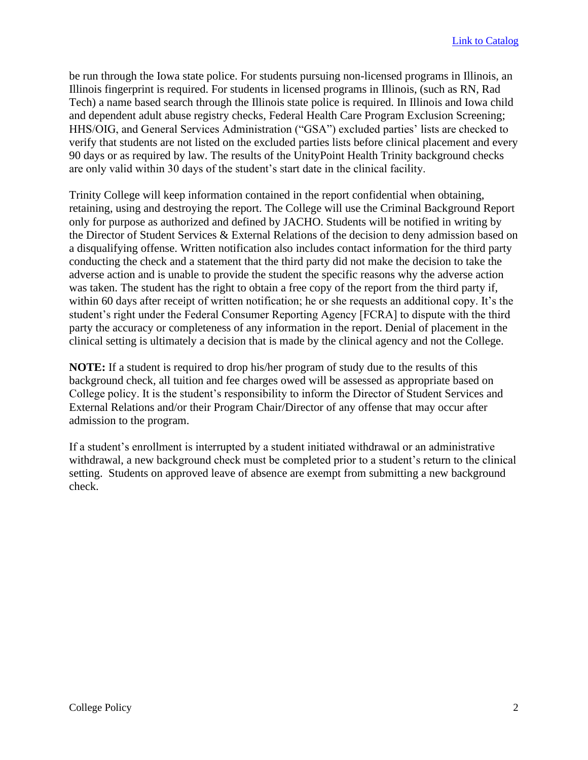[Link to Catalog]

be run through the Iowa state police. For students pursuing non-licensed programs in Illinois, an Illinois fingerprint is required. For students in licensed programs in Illinois, (such as RN, Rad Tech) a name based search through the Illinois state police is required. In Illinois and Iowa child and dependent adult abuse registry checks, Federal Health Care Program Exclusion Screening; HHS/OIG, and General Services Administration ("GSA") excluded parties' lists are checked to verify that students are not listed on the excluded parties lists before clinical placement and every 90 days or as required by law. The results of the UnityPoint Health Trinity background checks are only valid within 30 days of the student's start date in the clinical facility.

Trinity College will keep information contained in the report confidential when obtaining, retaining, using and destroying the report. The College will use the Criminal Background Report only for purpose as authorized and defined by JACHO. Students will be notified in writing by the Director of Student Services & External Relations of the decision to deny admission based on a disqualifying offense. Written notification also includes contact information for the third party conducting the check and a statement that the third party did not make the decision to take the adverse action and is unable to provide the student the specific reasons why the adverse action was taken. The student has the right to obtain a free copy of the report from the third party if, within 60 days after receipt of written notification; he or she requests an additional copy. It's the student's right under the Federal Consumer Reporting Agency [FCRA] to dispute with the third party the accuracy or completeness of any information in the report. Denial of placement in the clinical setting is ultimately a decision that is made by the clinical agency and not the College.

**NOTE:** If a student is required to drop his/her program of study due to the results of this background check, all tuition and fee charges owed will be assessed as appropriate based on College policy. It is the student's responsibility to inform the Director of Student Services and External Relations and/or their Program Chair/Director of any offense that may occur after admission to the program.

If a student's enrollment is interrupted by a student initiated withdrawal or an administrative withdrawal, a new background check must be completed prior to a student's return to the clinical setting. Students on approved leave of absence are exempt from submitting a new background check.